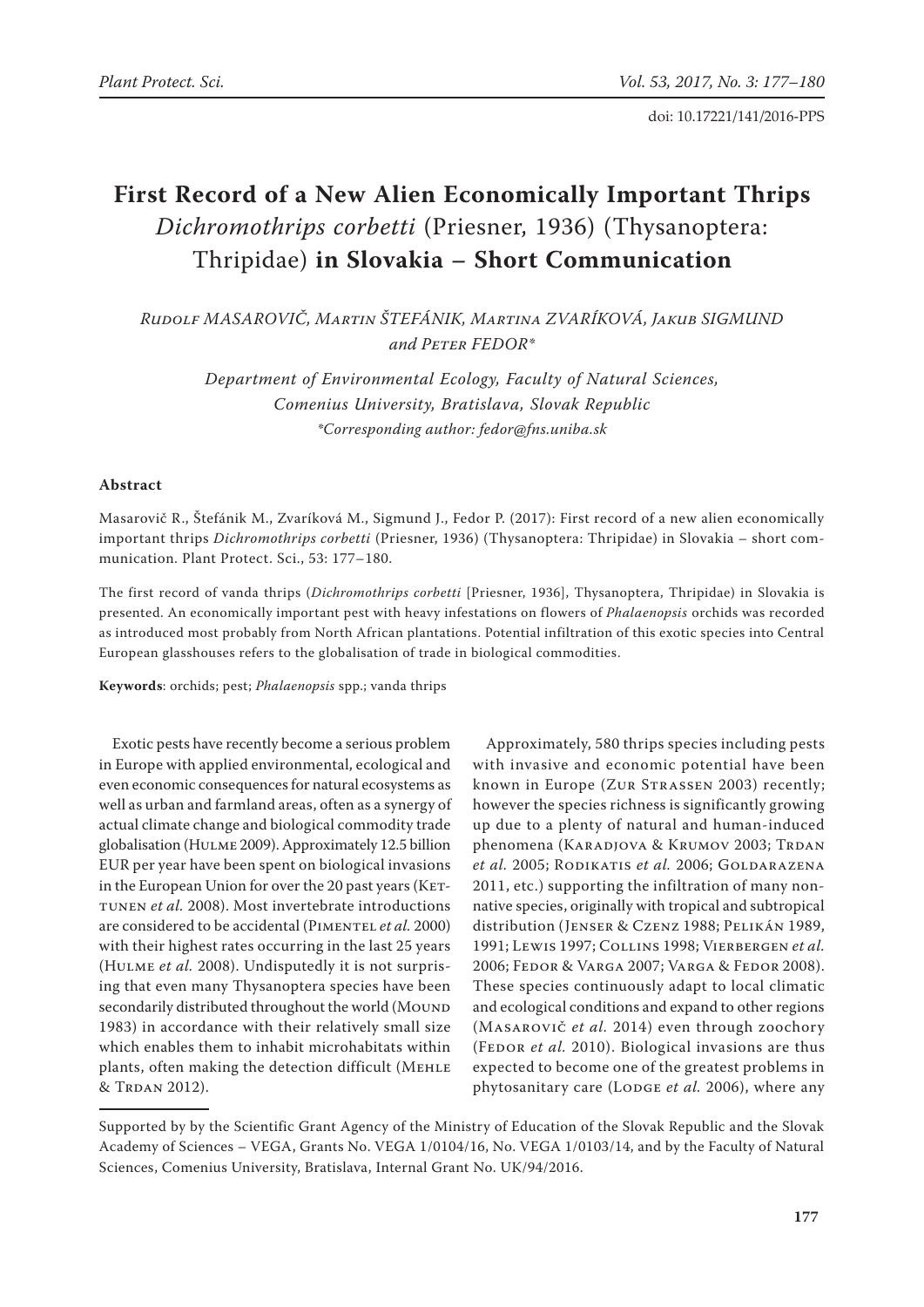doi: 10.17221/141/2016-PPS

# First Record of a New Alien Economically Important Thrips *Dichromothrips corbetti* (Priesner, 1936) (Thysanoptera: Thripidae) in Slovakia – Short Communication

*Rudolf MASAROVIČ, Martin ŠTEFÁNIK, Martina ZVARÍKOVÁ, Jakub SIGMUND and Peter FEDOR\**

*Department of Environmental Ecology, Faculty of Natural Sciences, Comenius University, Bratislava, Slovak Republic*
*\*Corresponding author: fedor@fns.uniba.sk*

## Abstract

Masarovič R., Štefánik M., Zvaríková M., Sigmund J., Fedor P. (2017): First record of a new alien economically important thrips *Dichromothrips corbetti* (Priesner, 1936) (Thysanoptera: Thripidae) in Slovakia – short communication. Plant Protect. Sci., 53: 177–180.

The first record of vanda thrips (*Dichromothrips corbetti* [Priesner, 1936], Thysanoptera, Thripidae) in Slovakia is presented. An economically important pest with heavy infestations on flowers of *Phalaenopsis* orchids was recorded as introduced most probably from North African plantations. Potential infiltration of this exotic species into Central European glasshouses refers to the globalisation of trade in biological commodities.

**Keywords**: orchids; pest; *Phalaenopsis* spp.; vanda thrips

Exotic pests have recently become a serious problem in Europe with applied environmental, ecological and even economic consequences for natural ecosystems as well as urban and farmland areas, often as a synergy of actual climate change and biological commodity trade globalisation (Hulme 2009). Approximately 12.5 billion EUR per year have been spent on biological invasions in the European Union for over the 20 past years (Kettunen *et al.* 2008). Most invertebrate introductions are considered to be accidental (Pimentel *et al.* 2000) with their highest rates occurring in the last 25 years (Hulme *et al.* 2008). Undisputedly it is not surprising that even many Thysanoptera species have been secondarily distributed throughout the world (Mound 1983) in accordance with their relatively small size which enables them to inhabit microhabitats within plants, often making the detection difficult (Mehle & Trdan 2012).

Approximately, 580 thrips species including pests with invasive and economic potential have been known in Europe (Zur Strassen 2003) recently; however the species richness is significantly growing up due to a plenty of natural and human-induced phenomena (Karadjova & Krumov 2003; Trdan *et al.* 2005; Rodikatis *et al.* 2006; Goldarazena 2011, etc.) supporting the infiltration of many non-native species, originally with tropical and subtropical distribution (Jenser & Czenz 1988; Pelikán 1989, 1991; Lewis 1997; Collins 1998; Vierbergen *et al.* 2006; Fedor & Varga 2007; Varga & Fedor 2008). These species continuously adapt to local climatic and ecological conditions and expand to other regions (Masarovič *et al.* 2014) even through zoochory (Fedor *et al.* 2010). Biological invasions are thus expected to become one of the greatest problems in phytosanitary care (Lodge *et al.* 2006), where any

Supported by by the Scientific Grant Agency of the Ministry of Education of the Slovak Republic and the Slovak Academy of Sciences – VEGA, Grants No. VEGA 1/0104/16, No. VEGA 1/0103/14, and by the Faculty of Natural Sciences, Comenius University, Bratislava, Internal Grant No. UK/94/2016.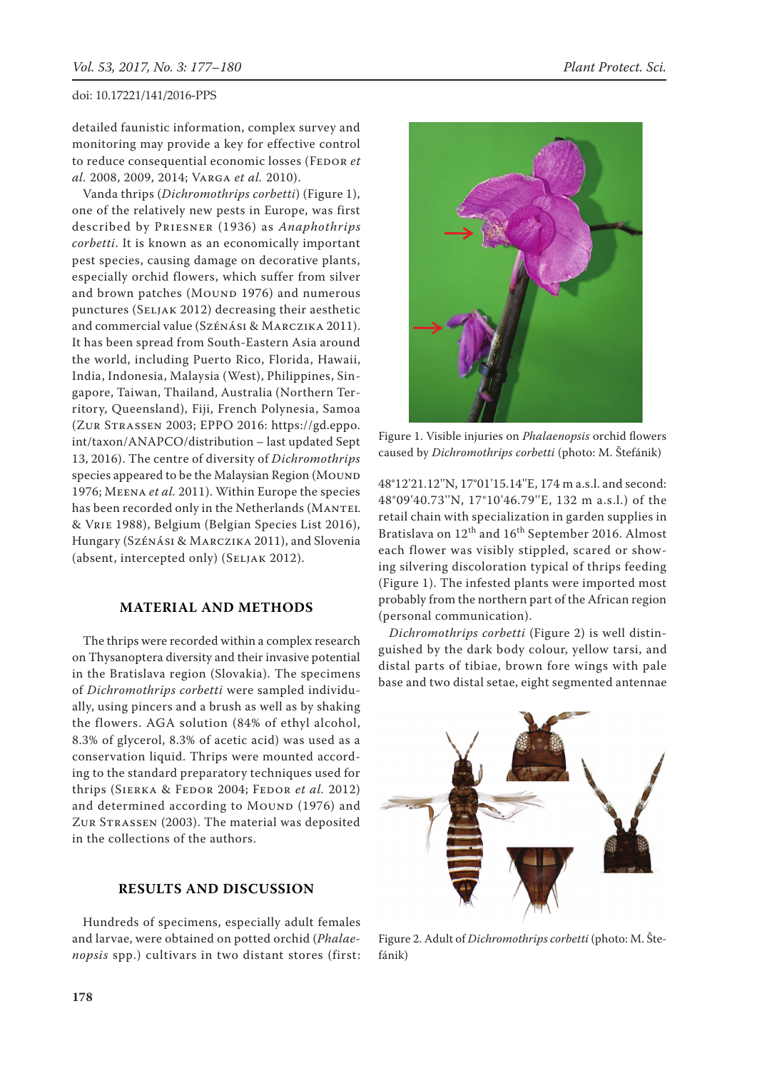detailed faunistic information, complex survey and monitoring may provide a key for effective control to reduce consequential economic losses (Fedor *et al.* 2008, 2009, 2014; Varga *et al.* 2010).

Vanda thrips (*Dichromothrips corbetti*) (Figure 1), one of the relatively new pests in Europe, was first described by Priesner (1936) as *Anaphothrips corbetti*. It is known as an economically important pest species, causing damage on decorative plants, especially orchid flowers, which suffer from silver and brown patches (Mound 1976) and numerous punctures (Seljak 2012) decreasing their aesthetic and commercial value (Szénási & Marczika 2011). It has been spread from South-Eastern Asia around the world, including Puerto Rico, Florida, Hawaii, India, Indonesia, Malaysia (West), Philippines, Singapore, Taiwan, Thailand, Australia (Northern Territory, Queensland), Fiji, French Polynesia, Samoa (zur Strassen 2003; EPPO 2016: https://gd.eppo.int/taxon/ANAPCO/distribution – last updated Sept 13, 2016). The centre of diversity of *Dichromothrips* species appeared to be the Malaysian Region (Mound 1976; Meena *et al.* 2011). Within Europe the species has been recorded only in the Netherlands (Mantel & Vrie 1988), Belgium (Belgian Species List 2016), Hungary (Szénási & Marczika 2011), and Slovenia (absent, intercepted only) (Seljak 2012).

## MATERIAL AND METHODS

The thrips were recorded within a complex research on Thysanoptera diversity and their invasive potential in the Bratislava region (Slovakia). The specimens of *Dichromothrips corbetti* were sampled individually, using pincers and a brush as well as by shaking the flowers. AGA solution (84% of ethyl alcohol, 8.3% of glycerol, 8.3% of acetic acid) was used as a conservation liquid. Thrips were mounted according to the standard preparatory techniques used for thrips (Sierka & Fedor 2004; Fedor *et al.* 2012) and determined according to Mound (1976) and zur Strassen (2003). The material was deposited in the collections of the authors.

## RESULTS AND DISCUSSION

Hundreds of specimens, especially adult females and larvae, were obtained on potted orchid (*Phalaenopsis* spp.) cultivars in two distant stores (first: 48°12'21.12''N, 17°01'15.14''E, 174 m a.s.l. and second: 48°09'40.73''N, 17°10'46.79''E, 132 m a.s.l.) of the retail chain with specialization in garden supplies in Bratislava on 12th and 16th September 2016. Almost each flower was visibly stippled, scared or showing silvering discoloration typical of thrips feeding (Figure 1). The infested plants were imported most probably from the northern part of the African region (personal communication).

Figure 1. Visible injuries on *Phalaenopsis* orchid flowers caused by *Dichromothrips corbetti* (photo: M. Štefánik)

*Dichromothrips corbetti* (Figure 2) is well distinguished by the dark body colour, yellow tarsi, and distal parts of tibiae, brown fore wings with pale base and two distal setae, eight segmented antennae

Figure 2. Adult of *Dichromothrips corbetti* (photo: M. Štefánik)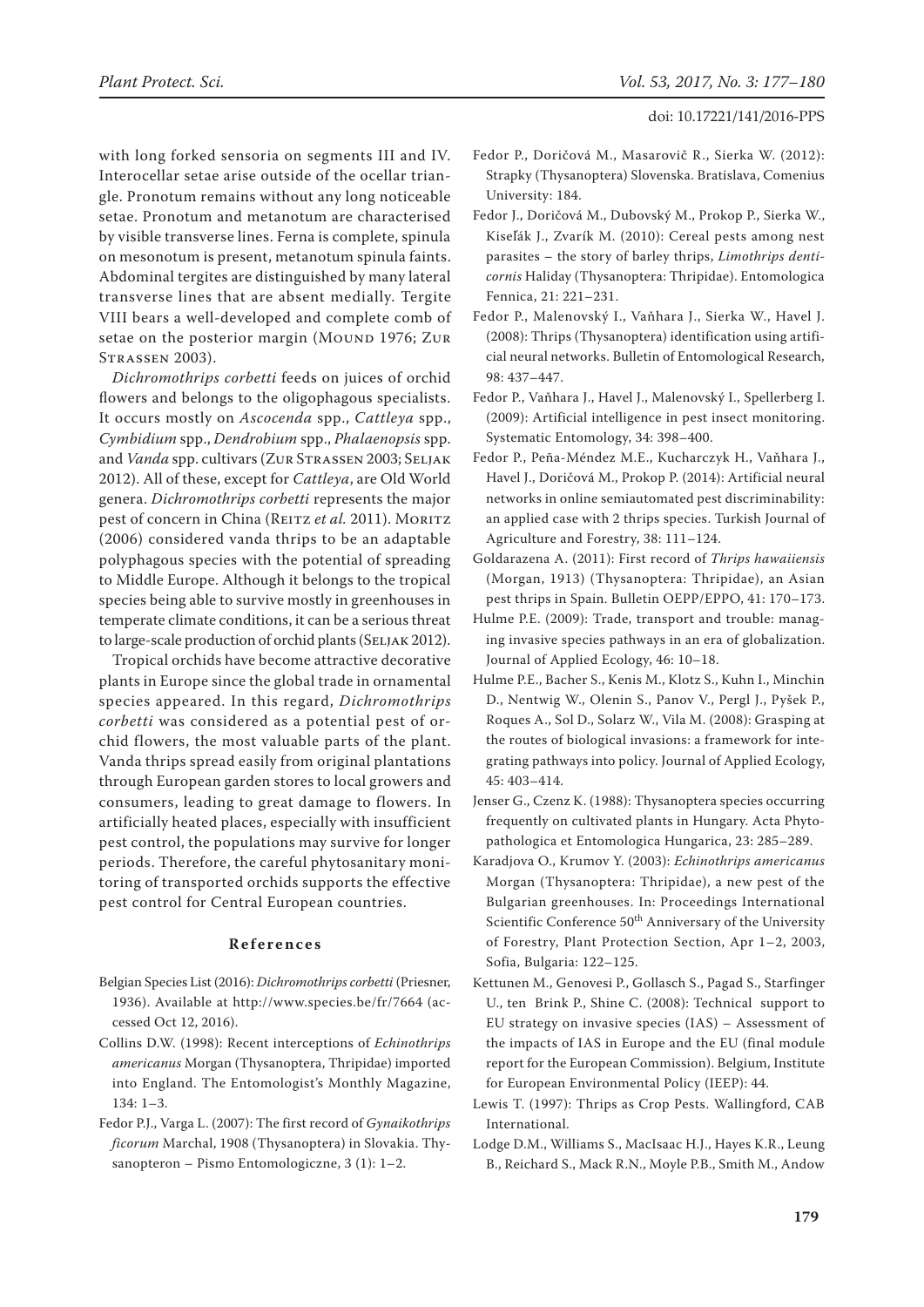with long forked sensoria on segments III and IV. Interocellar setae arise outside of the ocellar triangle. Pronotum remains without any long noticeable setae. Pronotum and metanotum are characterised by visible transverse lines. Ferna is complete, spinula on mesonotum is present, metanotum spinula faints. Abdominal tergites are distinguished by many lateral transverse lines that are absent medially. Tergite VIII bears a well-developed and complete comb of setae on the posterior margin (Mound 1976; Zur Strassen 2003).

*Dichromothrips corbetti* feeds on juices of orchid flowers and belongs to the oligophagous specialists. It occurs mostly on *Ascocenda* spp., *Cattleya* spp., *Cymbidium* spp., *Dendrobium* spp., *Phalaenopsis* spp. and *Vanda* spp. cultivars (Zur Strassen 2003; Seljak 2012). All of these, except for *Cattleya*, are Old World genera. *Dichromothrips corbetti* represents the major pest of concern in China (Reitz *et al.* 2011). Moritz (2006) considered vanda thrips to be an adaptable polyphagous species with the potential of spreading to Middle Europe. Although it belongs to the tropical species being able to survive mostly in greenhouses in temperate climate conditions, it can be a serious threat to large-scale production of orchid plants (Seljak 2012).

Tropical orchids have become attractive decorative plants in Europe since the global trade in ornamental species appeared. In this regard, *Dichromothrips corbetti* was considered as a potential pest of orchid flowers, the most valuable parts of the plant. Vanda thrips spread easily from original plantations through European garden stores to local growers and consumers, leading to great damage to flowers. In artificially heated places, especially with insufficient pest control, the populations may survive for longer periods. Therefore, the careful phytosanitary monitoring of transported orchids supports the effective pest control for Central European countries.

## References

Belgian Species List (2016): *Dichromothrips corbetti* (Priesner, 1936). Available at http://www.species.be/fr/7664 (accessed Oct 12, 2016).

Collins D.W. (1998): Recent interceptions of *Echinothrips americanus* Morgan (Thysanoptera, Thripidae) imported into England. The Entomologist's Monthly Magazine, 134: 1–3.

Fedor P.J., Varga L. (2007): The first record of *Gynaikothrips ficorum* Marchal, 1908 (Thysanoptera) in Slovakia. Thysanopteron – Pismo Entomologiczne, 3 (1): 1–2.

Fedor P., Doričová M., Masarovič R., Sierka W. (2012): Strapky (Thysanoptera) Slovenska. Bratislava, Comenius University: 184.

Fedor J., Doričová M., Dubovský M., Prokop P., Sierka W., Kiseľák J., Zvarík M. (2010): Cereal pests among nest parasites – the story of barley thrips, *Limothrips denticornis* Haliday (Thysanoptera: Thripidae). Entomologica Fennica, 21: 221–231.

Fedor P., Malenovský I., Vaňhara J., Sierka W., Havel J. (2008): Thrips (Thysanoptera) identification using artificial neural networks. Bulletin of Entomological Research, 98: 437–447.

Fedor P., Vaňhara J., Havel J., Malenovský I., Spellerberg I. (2009): Artificial intelligence in pest insect monitoring. Systematic Entomology, 34: 398–400.

Fedor P., Peña-Méndez M.E., Kucharczyk H., Vaňhara J., Havel J., Doričová M., Prokop P. (2014): Artificial neural networks in online semiautomated pest discriminability: an applied case with 2 thrips species. Turkish Journal of Agriculture and Forestry, 38: 111–124.

Goldarazena A. (2011): First record of *Thrips hawaiiensis* (Morgan, 1913) (Thysanoptera: Thripidae), an Asian pest thrips in Spain. Bulletin OEPP/EPPO, 41: 170–173.

Hulme P.E. (2009): Trade, transport and trouble: managing invasive species pathways in an era of globalization. Journal of Applied Ecology, 46: 10–18.

Hulme P.E., Bacher S., Kenis M., Klotz S., Kuhn I., Minchin D., Nentwig W., Olenin S., Panov V., Pergl J., Pyšek P., Roques A., Sol D., Solarz W., Vila M. (2008): Grasping at the routes of biological invasions: a framework for integrating pathways into policy. Journal of Applied Ecology, 45: 403–414.

Jenser G., Czenz K. (1988): Thysanoptera species occurring frequently on cultivated plants in Hungary. Acta Phytopathologica et Entomologica Hungarica, 23: 285–289.

Karadjova O., Krumov Y. (2003): *Echinothrips americanus* Morgan (Thysanoptera: Thripidae), a new pest of the Bulgarian greenhouses. In: Proceedings International Scientific Conference 50th Anniversary of the University of Forestry, Plant Protection Section, Apr 1–2, 2003, Sofia, Bulgaria: 122–125.

Kettunen M., Genovesi P., Gollasch S., Pagad S., Starfinger U., ten Brink P., Shine C. (2008): Technical support to EU strategy on invasive species (IAS) – Assessment of the impacts of IAS in Europe and the EU (final module report for the European Commission). Belgium, Institute for European Environmental Policy (IEEP): 44.

Lewis T. (1997): Thrips as Crop Pests. Wallingford, CAB International.

Lodge D.M., Williams S., MacIsaac H.J., Hayes K.R., Leung B., Reichard S., Mack R.N., Moyle P.B., Smith M., Andow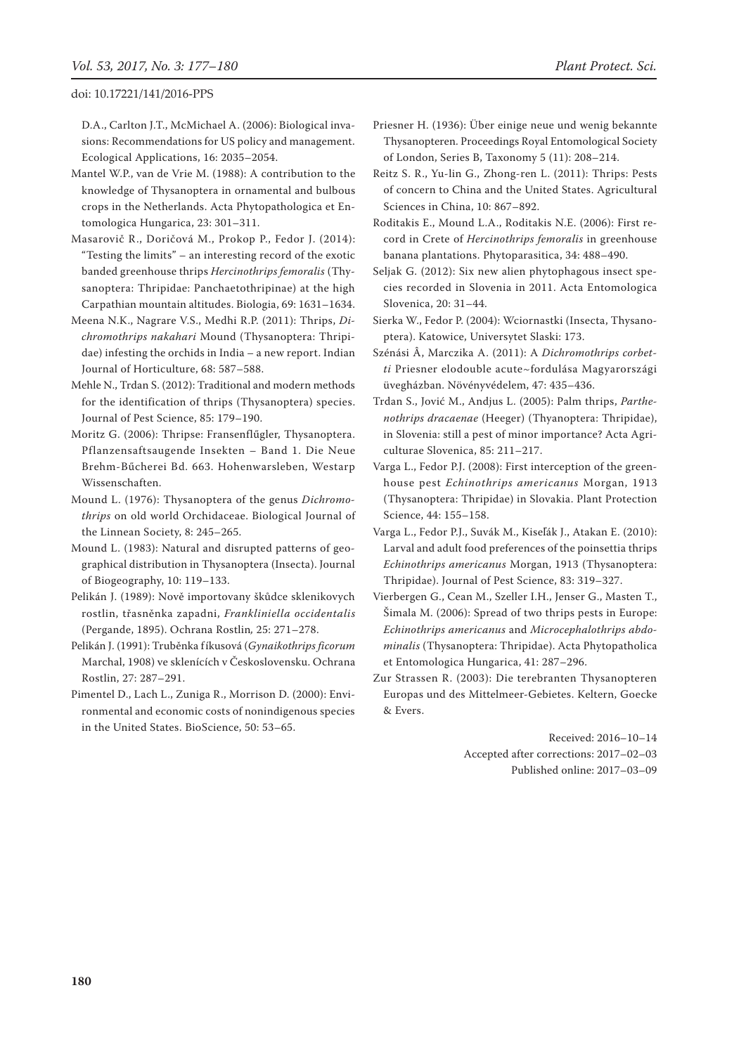D.A., Carlton J.T., McMichael A. (2006): Biological invasions: Recommendations for US policy and management. Ecological Applications, 16: 2035–2054.

Mantel W.P., van de Vrie M. (1988): A contribution to the knowledge of Thysanoptera in ornamental and bulbous crops in the Netherlands. Acta Phytopathologica et Entomologica Hungarica, 23: 301–311.

Masarovič R., Doričová M., Prokop P., Fedor J. (2014): "Testing the limits" – an interesting record of the exotic banded greenhouse thrips *Hercinothrips femoralis* (Thysanoptera: Thripidae: Panchaetothripinae) at the high Carpathian mountain altitudes. Biologia, 69: 1631–1634.

Meena N.K., Nagrare V.S., Medhi R.P. (2011): Thrips, *Dichromothrips nakahari* Mound (Thysanoptera: Thripidae) infesting the orchids in India – a new report. Indian Journal of Horticulture, 68: 587–588.

Mehle N., Trdan S. (2012): Traditional and modern methods for the identification of thrips (Thysanoptera) species. Journal of Pest Science, 85: 179–190.

Moritz G. (2006): Thripse: Fransenflűgler, Thysanoptera. Pflanzensaftsaugende Insekten – Band 1. Die Neue Brehm-Bűcherei Bd. 663. Hohenwarsleben, Westarp Wissenschaften.

Mound L. (1976): Thysanoptera of the genus *Dichromothrips* on old world Orchidaceae. Biological Journal of the Linnean Society, 8: 245–265.

Mound L. (1983): Natural and disrupted patterns of geographical distribution in Thysanoptera (Insecta). Journal of Biogeography, 10: 119–133.

Pelikán J. (1989): Nově importovany škůdce sklenikovych rostlin, třasněnka zapadni, *Frankliniella occidentalis* (Pergande, 1895). Ochrana Rostlin, 25: 271–278.

Pelikán J. (1991): Truběnka fíkusová (*Gynaikothrips ficorum* Marchal, 1908) ve sklenících v Československu. Ochrana Rostlin, 27: 287–291.

Pimentel D., Lach L., Zuniga R., Morrison D. (2000): Environmental and economic costs of nonindigenous species in the United States. BioScience, 50: 53–65.

Priesner H. (1936): Über einige neue und wenig bekannte Thysanopteren. Proceedings Royal Entomological Society of London, Series B, Taxonomy 5 (11): 208–214.

Reitz S. R., Yu-lin G., Zhong-ren L. (2011): Thrips: Pests of concern to China and the United States. Agricultural Sciences in China, 10: 867–892.

Roditakis E., Mound L.A., Roditakis N.E. (2006): First record in Crete of *Hercinothrips femoralis* in greenhouse banana plantations. Phytoparasitica, 34: 488–490.

Seljak G. (2012): Six new alien phytophagous insect species recorded in Slovenia in 2011. Acta Entomologica Slovenica, 20: 31–44.

Sierka W., Fedor P. (2004): Wciornastki (Insecta, Thysanoptera). Katowice, Universytet Slaski: 173.

Szénási Â, Marczika A. (2011): A *Dichromothrips corbetti* Priesner elodouble acute~fordulása Magyarországi üvegházban. Növényvédelem, 47: 435–436.

Trdan S., Jović M., Andjus L. (2005): Palm thrips, *Parthenothrips dracaenae* (Heeger) (Thyanoptera: Thripidae), in Slovenia: still a pest of minor importance? Acta Agriculturae Slovenica, 85: 211–217.

Varga L., Fedor P.J. (2008): First interception of the greenhouse pest *Echinothrips americanus* Morgan, 1913 (Thysanoptera: Thripidae) in Slovakia. Plant Protection Science, 44: 155–158.

Varga L., Fedor P.J., Suvák M., Kiseľák J., Atakan E. (2010): Larval and adult food preferences of the poinsettia thrips *Echinothrips americanus* Morgan, 1913 (Thysanoptera: Thripidae). Journal of Pest Science, 83: 319–327.

Vierbergen G., Cean M., Szeller I.H., Jenser G., Masten T., Šimala M. (2006): Spread of two thrips pests in Europe: *Echinothrips americanus* and *Microcephalothrips abdominalis* (Thysanoptera: Thripidae). Acta Phytopatholica et Entomologica Hungarica, 41: 287–296.

Zur Strassen R. (2003): Die terebranten Thysanopteren Europas und des Mittelmeer-Gebietes. Keltern, Goecke & Evers.

Received: 2016–10–14
Accepted after corrections: 2017–02–03
Published online: 2017–03–09